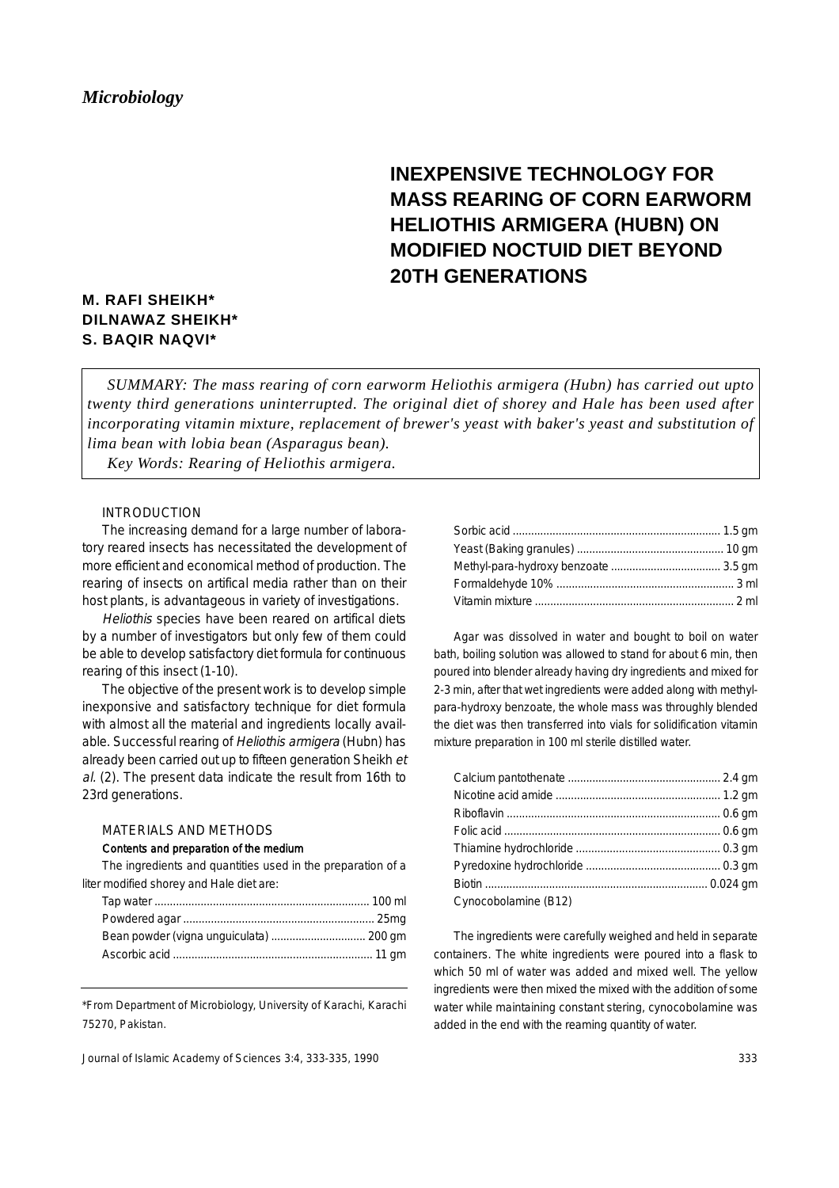*Microbiology*

# INEXPENSIVE TECHNOLOGY FOR MASS REARING OF CORN EARWORM HELIOTHIS ARMIGERA (HUBN) ON MODIFIED NOCTUID DIET BEYOND 20TH GENERATIONS

**M. RAFI SHEIKH\***
**DILNAWAZ SHEIKH\***
**S. BAQIR NAQVI\***

*SUMMARY: The mass rearing of corn earworm Heliothis armigera (Hubn) has carried out upto twenty third generations uninterrupted. The original diet of shorey and Hale has been used after incorporating vitamin mixture, replacement of brewer's yeast with baker's yeast and substitution of lima bean with lobia bean (Asparagus bean).*

*Key Words: Rearing of Heliothis armigera.*

## INTRODUCTION

The increasing demand for a large number of laboratory reared insects has necessitated the development of more efficient and economical method of production. The rearing of insects on artifical media rather than on their host plants, is advantageous in variety of investigations.

*Heliothis* species have been reared on artifical diets by a number of investigators but only few of them could be able to develop satisfactory diet formula for continuous rearing of this insect (1-10).

The objective of the present work is to develop simple inexponsive and satisfactory technique for diet formula with almost all the material and ingredients locally available. Successful rearing of *Heliothis armigera* (Hubn) has already been carried out up to fifteen generation Sheikh *et al.* (2). The present data indicate the result from 16th to 23rd generations.

## MATERIALS AND METHODS

### Contents and preparation of the medium

The ingredients and quantities used in the preparation of a liter modified shorey and Hale diet are:

| Ingredient | Quantity |
|---|---|
| Tap water | 100 ml |
| Powdered agar | 25mg |
| Bean powder (vigna unguiculata) | 200 gm |
| Ascorbic acid | 11 gm |
| Sorbic acid | 1.5 gm |
| Yeast (Baking granules) | 10 gm |
| Methyl-para-hydroxy benzoate | 3.5 gm |
| Formaldehyde 10% | 3 ml |
| Vitamin mixture | 2 ml |

Agar was dissolved in water and bought to boil on water bath, boiling solution was allowed to stand for about 6 min, then poured into blender already having dry ingredients and mixed for 2-3 min, after that wet ingredients were added along with methyl-para-hydroxy benzoate, the whole mass was throughly blended the diet was then transferred into vials for solidification vitamin mixture preparation in 100 ml sterile distilled water.

| Ingredient | Quantity |
|---|---|
| Calcium pantothenate | 2.4 gm |
| Nicotine acid amide | 1.2 gm |
| Riboflavin | 0.6 gm |
| Folic acid | 0.6 gm |
| Thiamine hydrochloride | 0.3 gm |
| Pyredoxine hydrochloride | 0.3 gm |
| Biotin | 0.024 gm |
| Cynocobolamine (B12) | |

The ingredients were carefully weighed and held in separate containers. The white ingredients were poured into a flask to which 50 ml of water was added and mixed well. The yellow ingredients were then mixed the mixed with the addition of some water while maintaining constant stering, cynocobolamine was added in the end with the reaming quantity of water.

\*From Department of Microbiology, University of Karachi, Karachi 75270, Pakistan.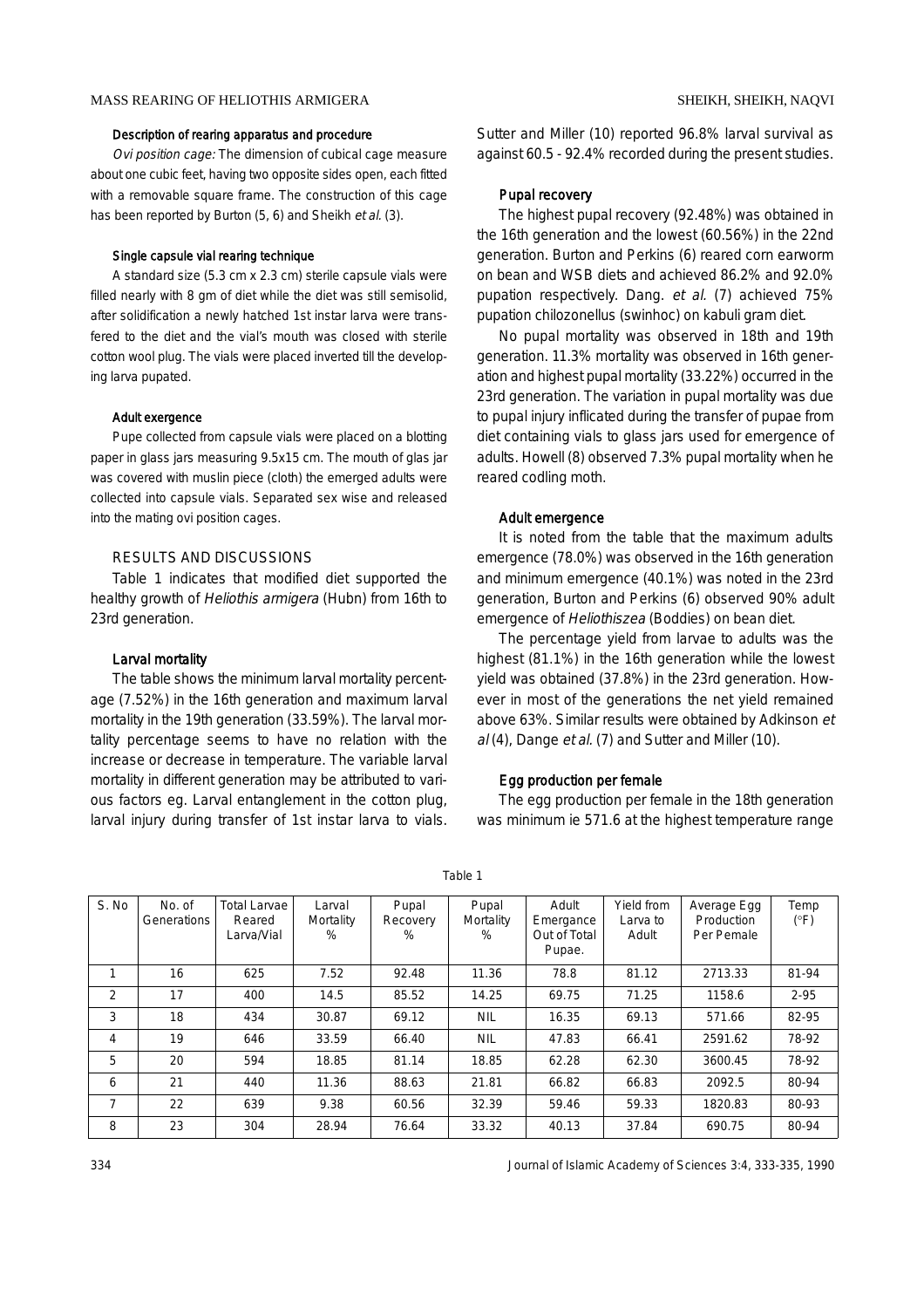### Description of rearing apparatus and procedure

*Ovi position cage:* The dimension of cubical cage measure about one cubic feet, having two opposite sides open, each fitted with a removable square frame. The construction of this cage has been reported by Burton (5, 6) and Sheikh *et al.* (3).

### Single capsule vial rearing technique

A standard size (5.3 cm x 2.3 cm) sterile capsule vials were filled nearly with 8 gm of diet while the diet was still semisolid, after solidification a newly hatched 1st instar larva were transfered to the diet and the vial's mouth was closed with sterile cotton wool plug. The vials were placed inverted till the developing larva pupated.

### Adult exergence

Pupe collected from capsule vials were placed on a blotting paper in glass jars measuring 9.5x15 cm. The mouth of glas jar was covered with muslin piece (cloth) the emerged adults were collected into capsule vials. Separated sex wise and released into the mating ovi position cages.

## RESULTS AND DISCUSSIONS

Table 1 indicates that modified diet supported the healthy growth of *Heliothis armigera* (Hubn) from 16th to 23rd generation.

### Larval mortality

The table shows the minimum larval mortality percentage (7.52%) in the 16th generation and maximum larval mortality in the 19th generation (33.59%). The larval mortality percentage seems to have no relation with the increase or decrease in temperature. The variable larval mortality in different generation may be attributed to various factors eg. Larval entanglement in the cotton plug, larval injury during transfer of 1st instar larva to vials. Sutter and Miller (10) reported 96.8% larval survival as against 60.5 - 92.4% recorded during the present studies.

### Pupal recovery

The highest pupal recovery (92.48%) was obtained in the 16th generation and the lowest (60.56%) in the 22nd generation. Burton and Perkins (6) reared corn earworm on bean and WSB diets and achieved 86.2% and 92.0% pupation respectively. Dang. *et al.* (7) achieved 75% pupation chilozonellus (swinhoc) on kabuli gram diet.

No pupal mortality was observed in 18th and 19th generation. 11.3% mortality was observed in 16th generation and highest pupal mortality (33.22%) occurred in the 23rd generation. The variation in pupal mortality was due to pupal injury inflicated during the transfer of pupae from diet containing vials to glass jars used for emergence of adults. Howell (8) observed 7.3% pupal mortality when he reared codling moth.

### Adult emergence

It is noted from the table that the maximum adults emergence (78.0%) was observed in the 16th generation and minimum emergence (40.1%) was noted in the 23rd generation, Burton and Perkins (6) observed 90% adult emergence of *Heliothiszea* (Boddies) on bean diet.

The percentage yield from larvae to adults was the highest (81.1%) in the 16th generation while the lowest yield was obtained (37.8%) in the 23rd generation. However in most of the generations the net yield remained above 63%. Similar results were obtained by Adkinson *et al* (4), Dange *et al.* (7) and Sutter and Miller (10).

### Egg production per female

The egg production per female in the 18th generation was minimum ie 571.6 at the highest temperature range

Table 1

| S. No | No. of Generations | Total Larvae Reared Larva/Vial | Larval Mortality % | Pupal Recovery % | Pupal Mortality % | Adult Emergance Out of Total Pupae. | Yield from Larva to Adult | Average Egg Production Per Pemale | Temp (°F) |
|---|---|---|---|---|---|---|---|---|---|
| 1 | 16 | 625 | 7.52 | 92.48 | 11.36 | 78.8 | 81.12 | 2713.33 | 81-94 |
| 2 | 17 | 400 | 14.5 | 85.52 | 14.25 | 69.75 | 71.25 | 1158.6 | 2-95 |
| 3 | 18 | 434 | 30.87 | 69.12 | NIL | 16.35 | 69.13 | 571.66 | 82-95 |
| 4 | 19 | 646 | 33.59 | 66.40 | NIL | 47.83 | 66.41 | 2591.62 | 78-92 |
| 5 | 20 | 594 | 18.85 | 81.14 | 18.85 | 62.28 | 62.30 | 3600.45 | 78-92 |
| 6 | 21 | 440 | 11.36 | 88.63 | 21.81 | 66.82 | 66.83 | 2092.5 | 80-94 |
| 7 | 22 | 639 | 9.38 | 60.56 | 32.39 | 59.46 | 59.33 | 1820.83 | 80-93 |
| 8 | 23 | 304 | 28.94 | 76.64 | 33.32 | 40.13 | 37.84 | 690.75 | 80-94 |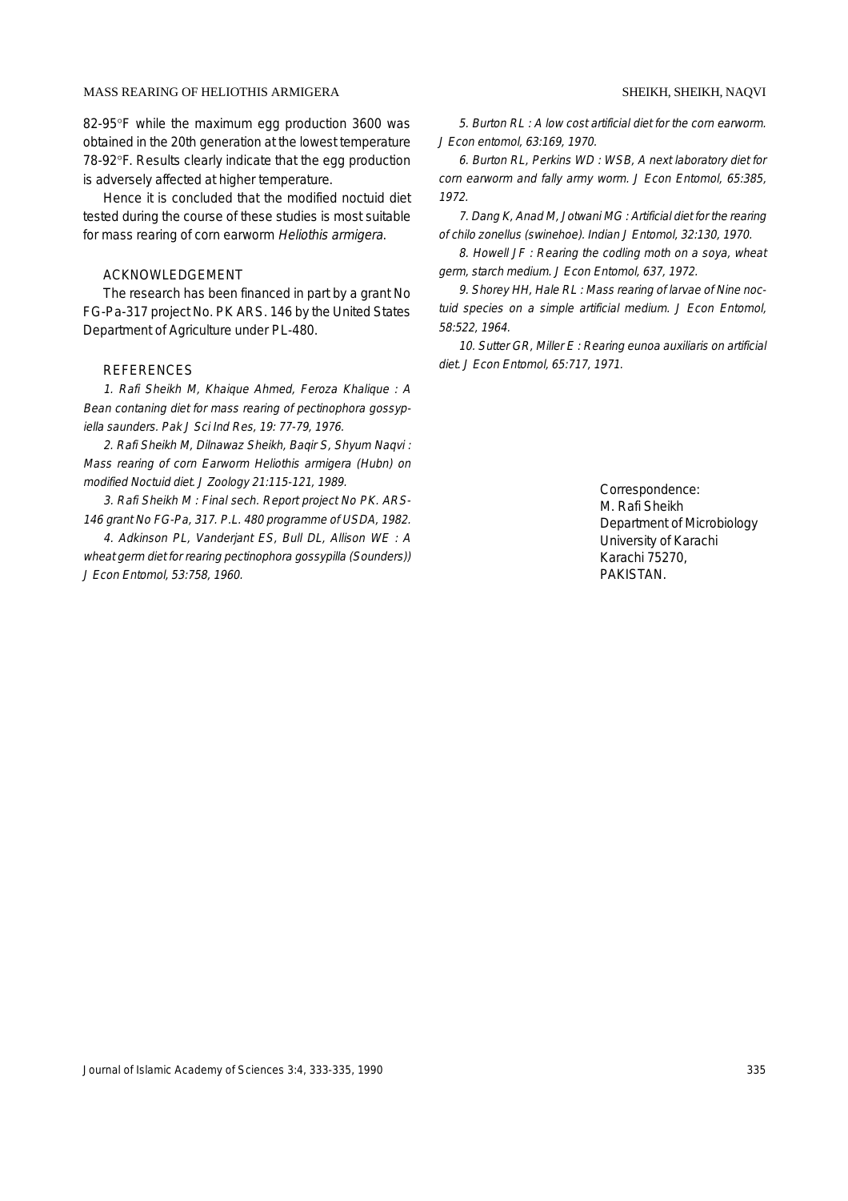82-95°F while the maximum egg production 3600 was obtained in the 20th generation at the lowest temperature 78-92°F. Results clearly indicate that the egg production is adversely affected at higher temperature.

Hence it is concluded that the modified noctuid diet tested during the course of these studies is most suitable for mass rearing of corn earworm *Heliothis armigera*.

## ACKNOWLEDGEMENT

The research has been financed in part by a grant No FG-Pa-317 project No. PK ARS. 146 by the United States Department of Agriculture under PL-480.

## REFERENCES

*1. Rafi Sheikh M, Khaique Ahmed, Feroza Khalique : A Bean contaning diet for mass rearing of pectinophora gossypiella saunders. Pak J Sci Ind Res, 19: 77-79, 1976.*

*2. Rafi Sheikh M, Dilnawaz Sheikh, Baqir S, Shyum Naqvi : Mass rearing of corn Earworm Heliothis armigera (Hubn) on modified Noctuid diet. J Zoology 21:115-121, 1989.*

*3. Rafi Sheikh M : Final sech. Report project No PK. ARS-146 grant No FG-Pa, 317. P.L. 480 programme of USDA, 1982.*

*4. Adkinson PL, Vanderjant ES, Bull DL, Allison WE : A wheat germ diet for rearing pectinophora gossypilla (Sounders)) J Econ Entomol, 53:758, 1960.*

*5. Burton RL : A low cost artificial diet for the corn earworm. J Econ entomol, 63:169, 1970.*

*6. Burton RL, Perkins WD : WSB, A next laboratory diet for corn earworm and fally army worm. J Econ Entomol, 65:385, 1972.*

*7. Dang K, Anad M, Jotwani MG : Artificial diet for the rearing of chilo zonellus (swinehoe). Indian J Entomol, 32:130, 1970.*

*8. Howell JF : Rearing the codling moth on a soya, wheat germ, starch medium. J Econ Entomol, 637, 1972.*

*9. Shorey HH, Hale RL : Mass rearing of larvae of Nine noctuid species on a simple artificial medium. J Econ Entomol, 58:522, 1964.*

*10. Sutter GR, Miller E : Rearing eunoa auxiliaris on artificial diet. J Econ Entomol, 65:717, 1971.*

Correspondence:
M. Rafi Sheikh
Department of Microbiology
University of Karachi
Karachi 75270,
PAKISTAN.